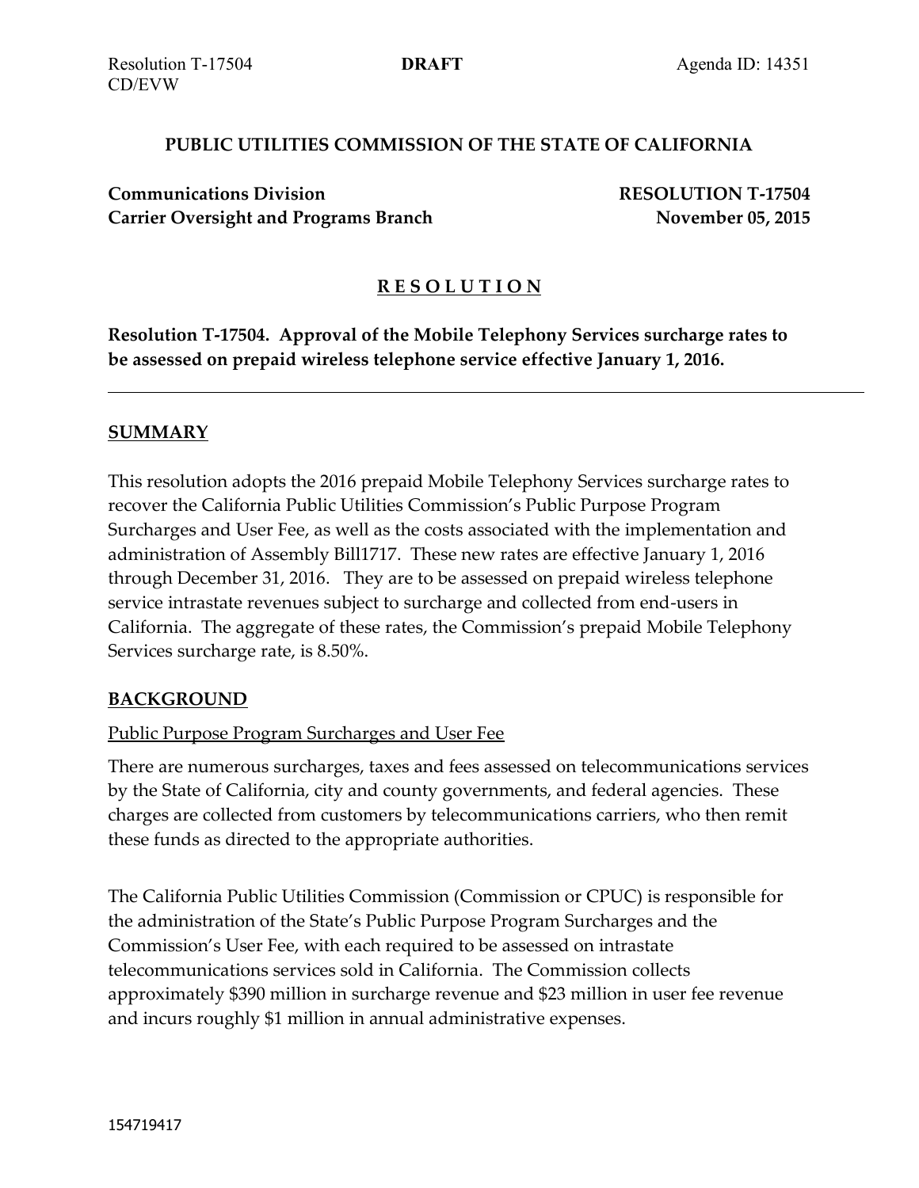Resolution T-17504 **DRAFT** Agenda ID: 14351
CD/EVW

**PUBLIC UTILITIES COMMISSION OF THE STATE OF CALIFORNIA**

**Communications Division** **RESOLUTION T-17504**
**Carrier Oversight and Programs Branch** **November 05, 2015**

# R E S O L U T I O N

**Resolution T-17504. Approval of the Mobile Telephony Services surcharge rates to be assessed on prepaid wireless telephone service effective January 1, 2016.**

---

## SUMMARY

This resolution adopts the 2016 prepaid Mobile Telephony Services surcharge rates to recover the California Public Utilities Commission's Public Purpose Program Surcharges and User Fee, as well as the costs associated with the implementation and administration of Assembly Bill1717. These new rates are effective January 1, 2016 through December 31, 2016. They are to be assessed on prepaid wireless telephone service intrastate revenues subject to surcharge and collected from end-users in California. The aggregate of these rates, the Commission's prepaid Mobile Telephony Services surcharge rate, is 8.50%.

## BACKGROUND

Public Purpose Program Surcharges and User Fee

There are numerous surcharges, taxes and fees assessed on telecommunications services by the State of California, city and county governments, and federal agencies. These charges are collected from customers by telecommunications carriers, who then remit these funds as directed to the appropriate authorities.

The California Public Utilities Commission (Commission or CPUC) is responsible for the administration of the State's Public Purpose Program Surcharges and the Commission's User Fee, with each required to be assessed on intrastate telecommunications services sold in California. The Commission collects approximately $390 million in surcharge revenue and $23 million in user fee revenue and incurs roughly $1 million in annual administrative expenses.

154719417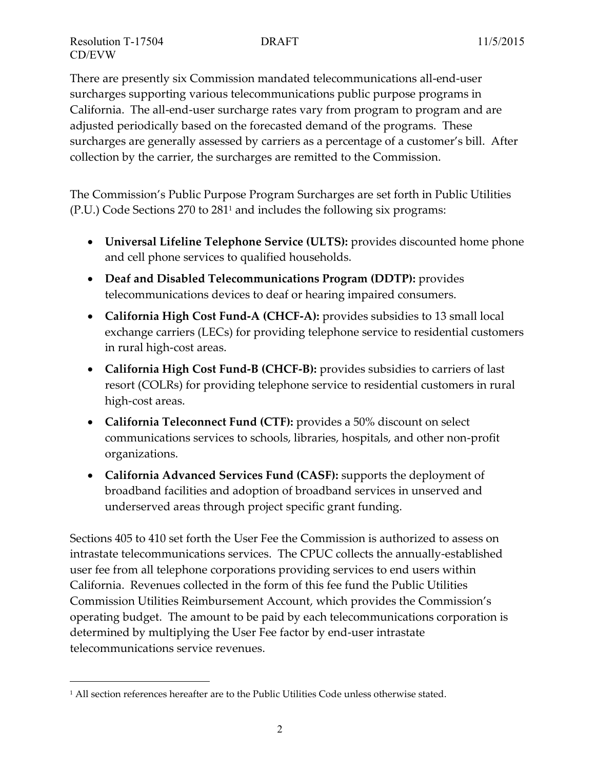There are presently six Commission mandated telecommunications all-end-user surcharges supporting various telecommunications public purpose programs in California. The all-end-user surcharge rates vary from program to program and are adjusted periodically based on the forecasted demand of the programs. These surcharges are generally assessed by carriers as a percentage of a customer's bill. After collection by the carrier, the surcharges are remitted to the Commission.

The Commission's Public Purpose Program Surcharges are set forth in Public Utilities (P.U.) Code Sections 270 to 281[1] and includes the following six programs:

- **Universal Lifeline Telephone Service (ULTS):** provides discounted home phone and cell phone services to qualified households.
- **Deaf and Disabled Telecommunications Program (DDTP):** provides telecommunications devices to deaf or hearing impaired consumers.
- **California High Cost Fund-A (CHCF-A):** provides subsidies to 13 small local exchange carriers (LECs) for providing telephone service to residential customers in rural high-cost areas.
- **California High Cost Fund-B (CHCF-B):** provides subsidies to carriers of last resort (COLRs) for providing telephone service to residential customers in rural high-cost areas.
- **California Teleconnect Fund (CTF):** provides a 50% discount on select communications services to schools, libraries, hospitals, and other non-profit organizations.
- **California Advanced Services Fund (CASF):** supports the deployment of broadband facilities and adoption of broadband services in unserved and underserved areas through project specific grant funding.

Sections 405 to 410 set forth the User Fee the Commission is authorized to assess on intrastate telecommunications services. The CPUC collects the annually-established user fee from all telephone corporations providing services to end users within California. Revenues collected in the form of this fee fund the Public Utilities Commission Utilities Reimbursement Account, which provides the Commission's operating budget. The amount to be paid by each telecommunications corporation is determined by multiplying the User Fee factor by end-user intrastate telecommunications service revenues.

---

[1] All section references hereafter are to the Public Utilities Code unless otherwise stated.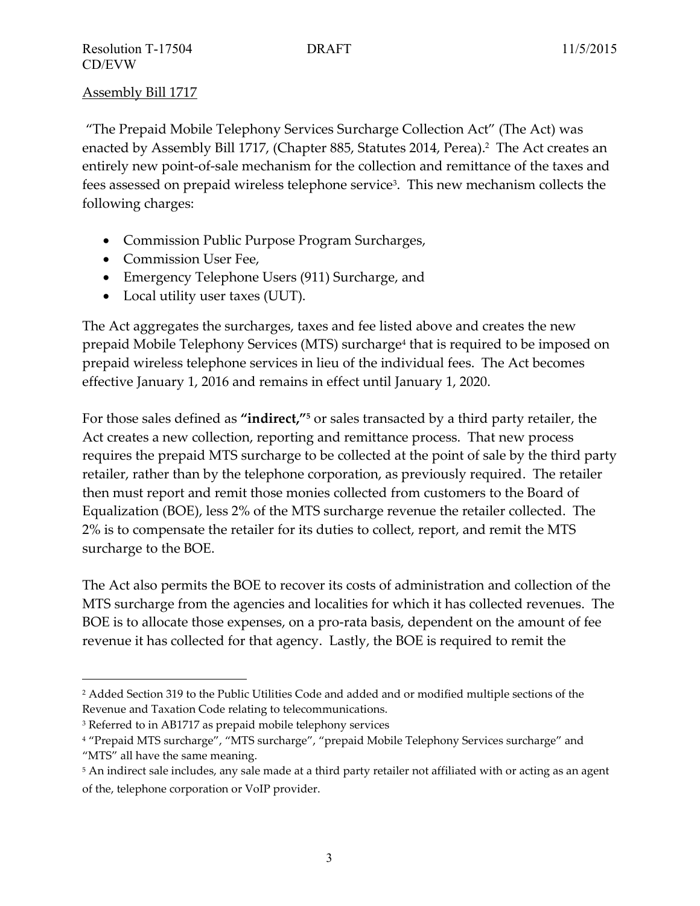Assembly Bill 1717

"The Prepaid Mobile Telephony Services Surcharge Collection Act" (The Act) was enacted by Assembly Bill 1717, (Chapter 885, Statutes 2014, Perea).[2] The Act creates an entirely new point-of-sale mechanism for the collection and remittance of the taxes and fees assessed on prepaid wireless telephone service[3]. This new mechanism collects the following charges:

- Commission Public Purpose Program Surcharges,
- Commission User Fee,
- Emergency Telephone Users (911) Surcharge, and
- Local utility user taxes (UUT).

The Act aggregates the surcharges, taxes and fee listed above and creates the new prepaid Mobile Telephony Services (MTS) surcharge[4] that is required to be imposed on prepaid wireless telephone services in lieu of the individual fees. The Act becomes effective January 1, 2016 and remains in effect until January 1, 2020.

For those sales defined as **"indirect,"**[5] or sales transacted by a third party retailer, the Act creates a new collection, reporting and remittance process. That new process requires the prepaid MTS surcharge to be collected at the point of sale by the third party retailer, rather than by the telephone corporation, as previously required. The retailer then must report and remit those monies collected from customers to the Board of Equalization (BOE), less 2% of the MTS surcharge revenue the retailer collected. The 2% is to compensate the retailer for its duties to collect, report, and remit the MTS surcharge to the BOE.

The Act also permits the BOE to recover its costs of administration and collection of the MTS surcharge from the agencies and localities for which it has collected revenues. The BOE is to allocate those expenses, on a pro-rata basis, dependent on the amount of fee revenue it has collected for that agency. Lastly, the BOE is required to remit the

---

[2] Added Section 319 to the Public Utilities Code and added and or modified multiple sections of the Revenue and Taxation Code relating to telecommunications.

[3] Referred to in AB1717 as prepaid mobile telephony services

[4] "Prepaid MTS surcharge", "MTS surcharge", "prepaid Mobile Telephony Services surcharge" and "MTS" all have the same meaning.

[5] An indirect sale includes, any sale made at a third party retailer not affiliated with or acting as an agent of the, telephone corporation or VoIP provider.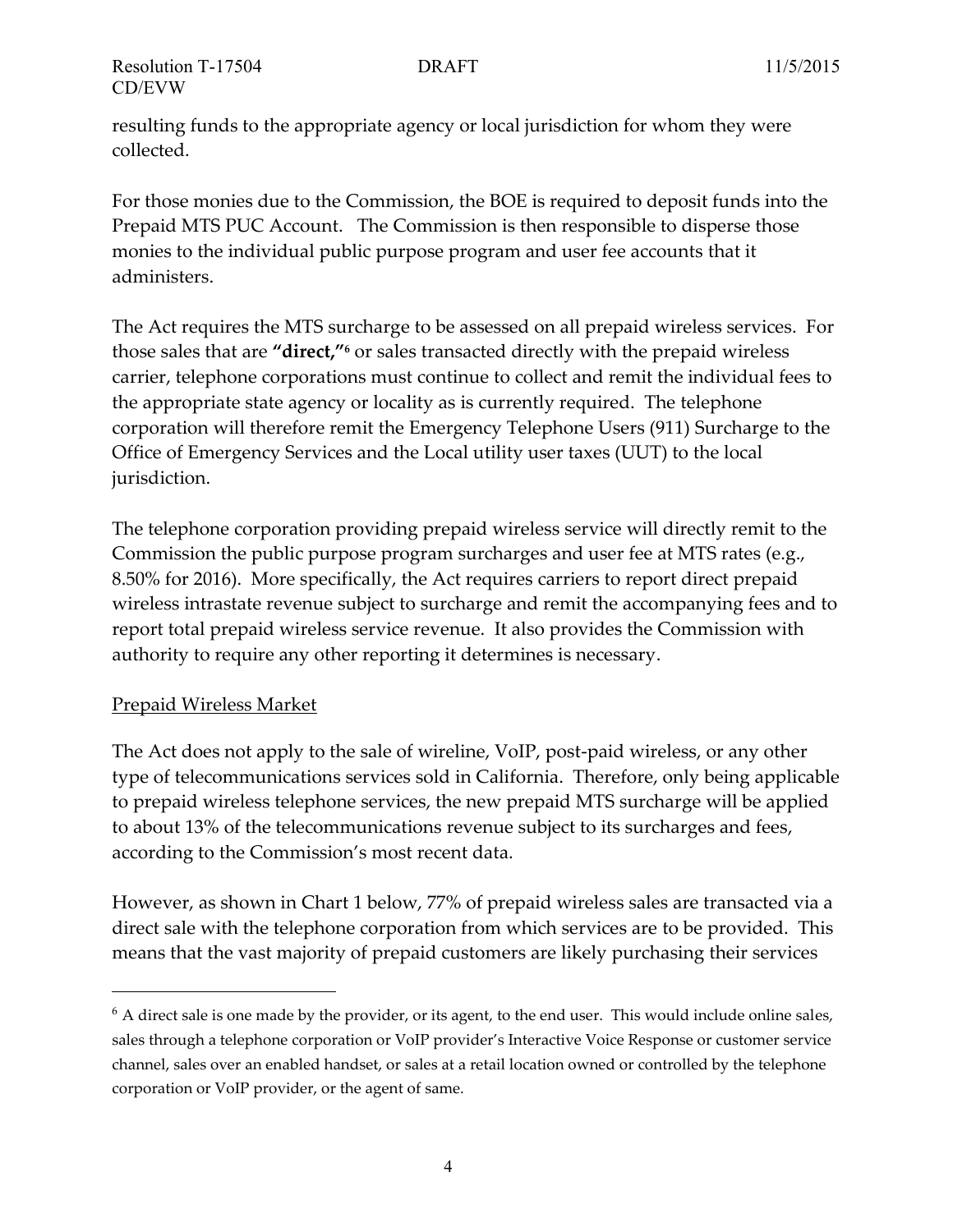resulting funds to the appropriate agency or local jurisdiction for whom they were collected.

For those monies due to the Commission, the BOE is required to deposit funds into the Prepaid MTS PUC Account. The Commission is then responsible to disperse those monies to the individual public purpose program and user fee accounts that it administers.

The Act requires the MTS surcharge to be assessed on all prepaid wireless services. For those sales that are **"direct,"**[6] or sales transacted directly with the prepaid wireless carrier, telephone corporations must continue to collect and remit the individual fees to the appropriate state agency or locality as is currently required. The telephone corporation will therefore remit the Emergency Telephone Users (911) Surcharge to the Office of Emergency Services and the Local utility user taxes (UUT) to the local jurisdiction.

The telephone corporation providing prepaid wireless service will directly remit to the Commission the public purpose program surcharges and user fee at MTS rates (e.g., 8.50% for 2016). More specifically, the Act requires carriers to report direct prepaid wireless intrastate revenue subject to surcharge and remit the accompanying fees and to report total prepaid wireless service revenue. It also provides the Commission with authority to require any other reporting it determines is necessary.

<u>Prepaid Wireless Market</u>

The Act does not apply to the sale of wireline, VoIP, post-paid wireless, or any other type of telecommunications services sold in California. Therefore, only being applicable to prepaid wireless telephone services, the new prepaid MTS surcharge will be applied to about 13% of the telecommunications revenue subject to its surcharges and fees, according to the Commission's most recent data.

However, as shown in Chart 1 below, 77% of prepaid wireless sales are transacted via a direct sale with the telephone corporation from which services are to be provided. This means that the vast majority of prepaid customers are likely purchasing their services

[6] A direct sale is one made by the provider, or its agent, to the end user. This would include online sales, sales through a telephone corporation or VoIP provider's Interactive Voice Response or customer service channel, sales over an enabled handset, or sales at a retail location owned or controlled by the telephone corporation or VoIP provider, or the agent of same.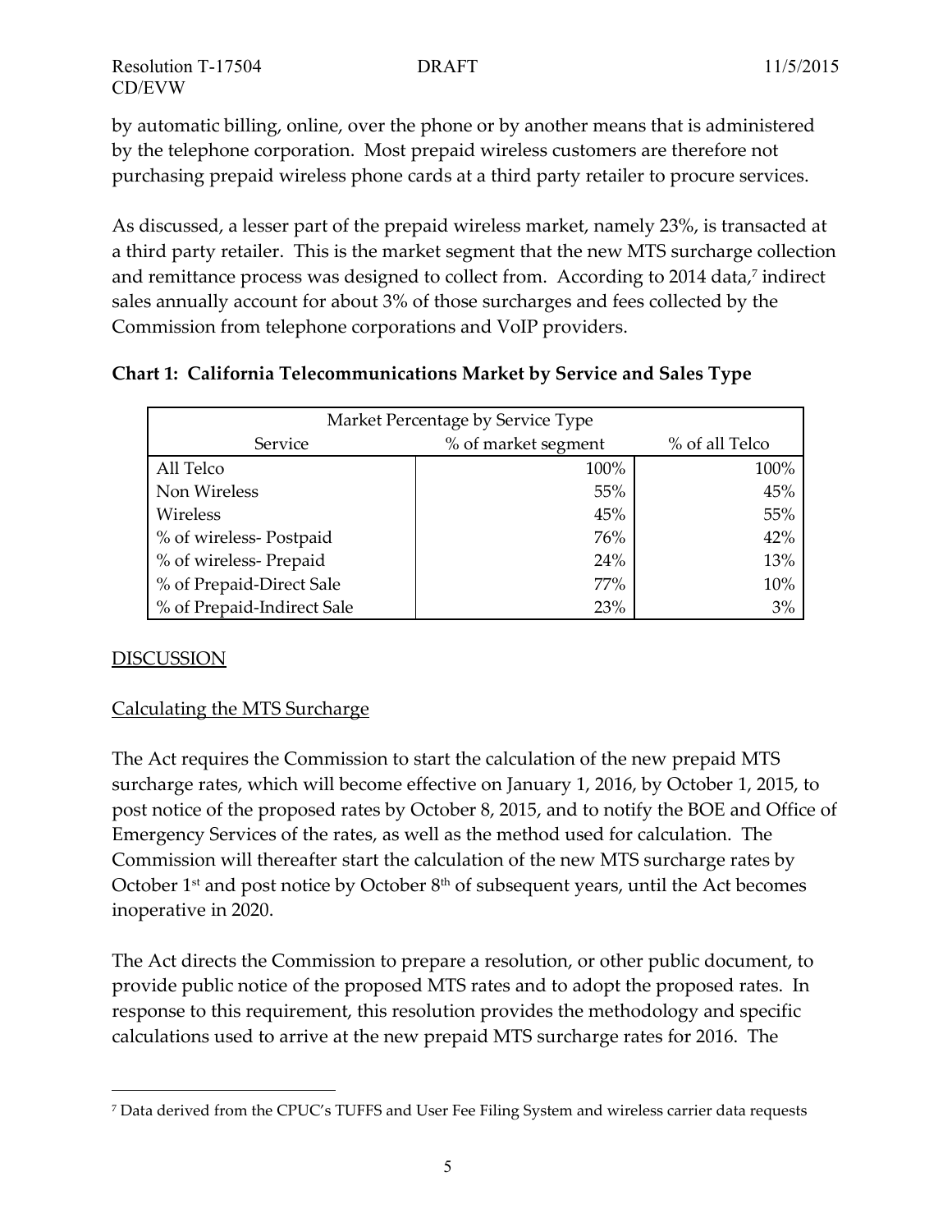by automatic billing, online, over the phone or by another means that is administered by the telephone corporation. Most prepaid wireless customers are therefore not purchasing prepaid wireless phone cards at a third party retailer to procure services.

As discussed, a lesser part of the prepaid wireless market, namely 23%, is transacted at a third party retailer. This is the market segment that the new MTS surcharge collection and remittance process was designed to collect from. According to 2014 data,[7] indirect sales annually account for about 3% of those surcharges and fees collected by the Commission from telephone corporations and VoIP providers.

**Chart 1: California Telecommunications Market by Service and Sales Type**

| Market Percentage by Service Type | | |
|---|---|---|
| Service | % of market segment | % of all Telco |
| All Telco | 100% | 100% |
| Non Wireless | 55% | 45% |
| Wireless | 45% | 55% |
| % of wireless- Postpaid | 76% | 42% |
| % of wireless- Prepaid | 24% | 13% |
| % of Prepaid-Direct Sale | 77% | 10% |
| % of Prepaid-Indirect Sale | 23% | 3% |

DISCUSSION

Calculating the MTS Surcharge

The Act requires the Commission to start the calculation of the new prepaid MTS surcharge rates, which will become effective on January 1, 2016, by October 1, 2015, to post notice of the proposed rates by October 8, 2015, and to notify the BOE and Office of Emergency Services of the rates, as well as the method used for calculation. The Commission will thereafter start the calculation of the new MTS surcharge rates by October 1st and post notice by October 8th of subsequent years, until the Act becomes inoperative in 2020.

The Act directs the Commission to prepare a resolution, or other public document, to provide public notice of the proposed MTS rates and to adopt the proposed rates. In response to this requirement, this resolution provides the methodology and specific calculations used to arrive at the new prepaid MTS surcharge rates for 2016. The

[7] Data derived from the CPUC's TUFFS and User Fee Filing System and wireless carrier data requests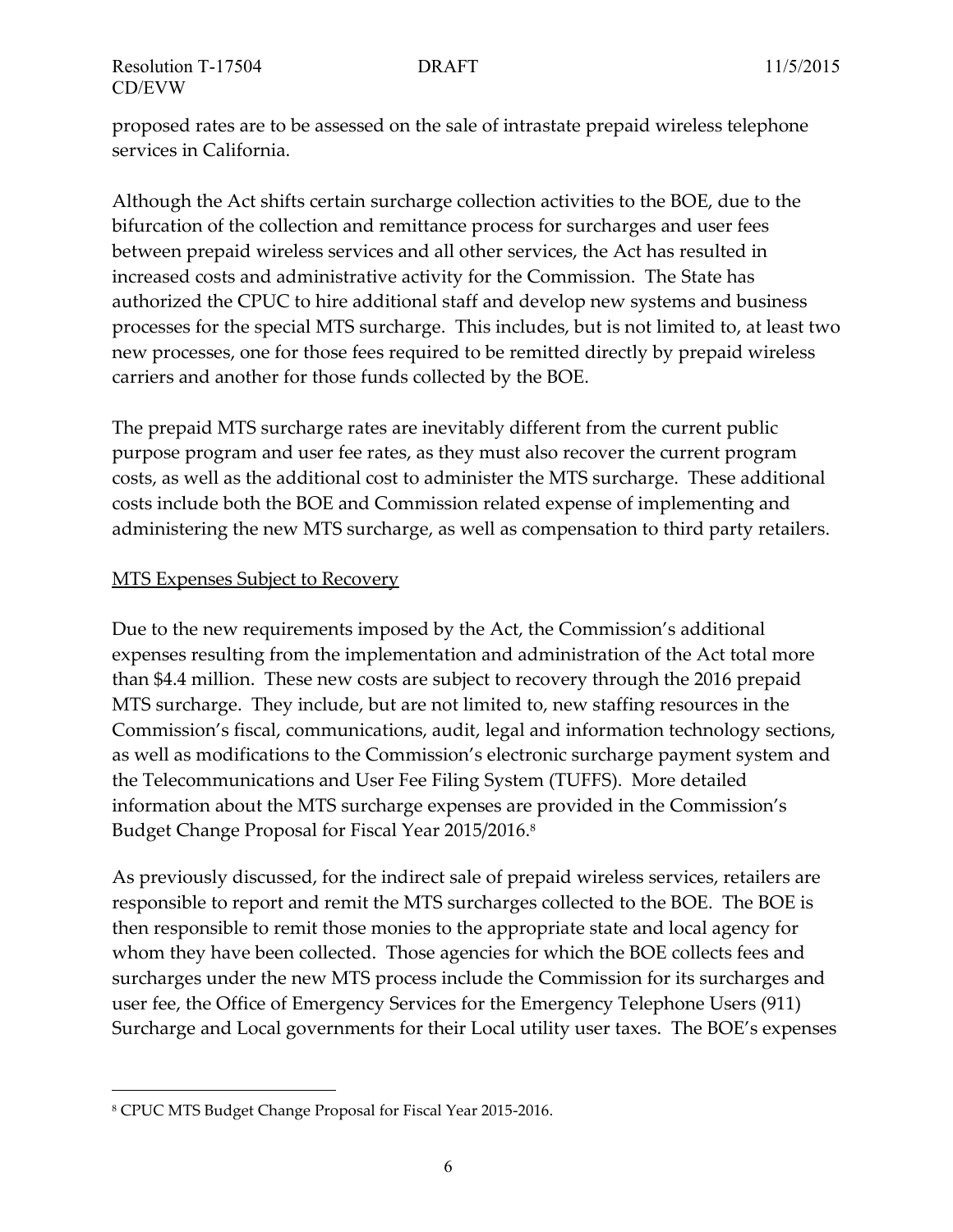proposed rates are to be assessed on the sale of intrastate prepaid wireless telephone services in California.

Although the Act shifts certain surcharge collection activities to the BOE, due to the bifurcation of the collection and remittance process for surcharges and user fees between prepaid wireless services and all other services, the Act has resulted in increased costs and administrative activity for the Commission. The State has authorized the CPUC to hire additional staff and develop new systems and business processes for the special MTS surcharge. This includes, but is not limited to, at least two new processes, one for those fees required to be remitted directly by prepaid wireless carriers and another for those funds collected by the BOE.

The prepaid MTS surcharge rates are inevitably different from the current public purpose program and user fee rates, as they must also recover the current program costs, as well as the additional cost to administer the MTS surcharge. These additional costs include both the BOE and Commission related expense of implementing and administering the new MTS surcharge, as well as compensation to third party retailers.

<u>MTS Expenses Subject to Recovery</u>

Due to the new requirements imposed by the Act, the Commission's additional expenses resulting from the implementation and administration of the Act total more than $4.4 million. These new costs are subject to recovery through the 2016 prepaid MTS surcharge. They include, but are not limited to, new staffing resources in the Commission's fiscal, communications, audit, legal and information technology sections, as well as modifications to the Commission's electronic surcharge payment system and the Telecommunications and User Fee Filing System (TUFFS). More detailed information about the MTS surcharge expenses are provided in the Commission's Budget Change Proposal for Fiscal Year 2015/2016.[8]

As previously discussed, for the indirect sale of prepaid wireless services, retailers are responsible to report and remit the MTS surcharges collected to the BOE. The BOE is then responsible to remit those monies to the appropriate state and local agency for whom they have been collected. Those agencies for which the BOE collects fees and surcharges under the new MTS process include the Commission for its surcharges and user fee, the Office of Emergency Services for the Emergency Telephone Users (911) Surcharge and Local governments for their Local utility user taxes. The BOE's expenses

[8] CPUC MTS Budget Change Proposal for Fiscal Year 2015-2016.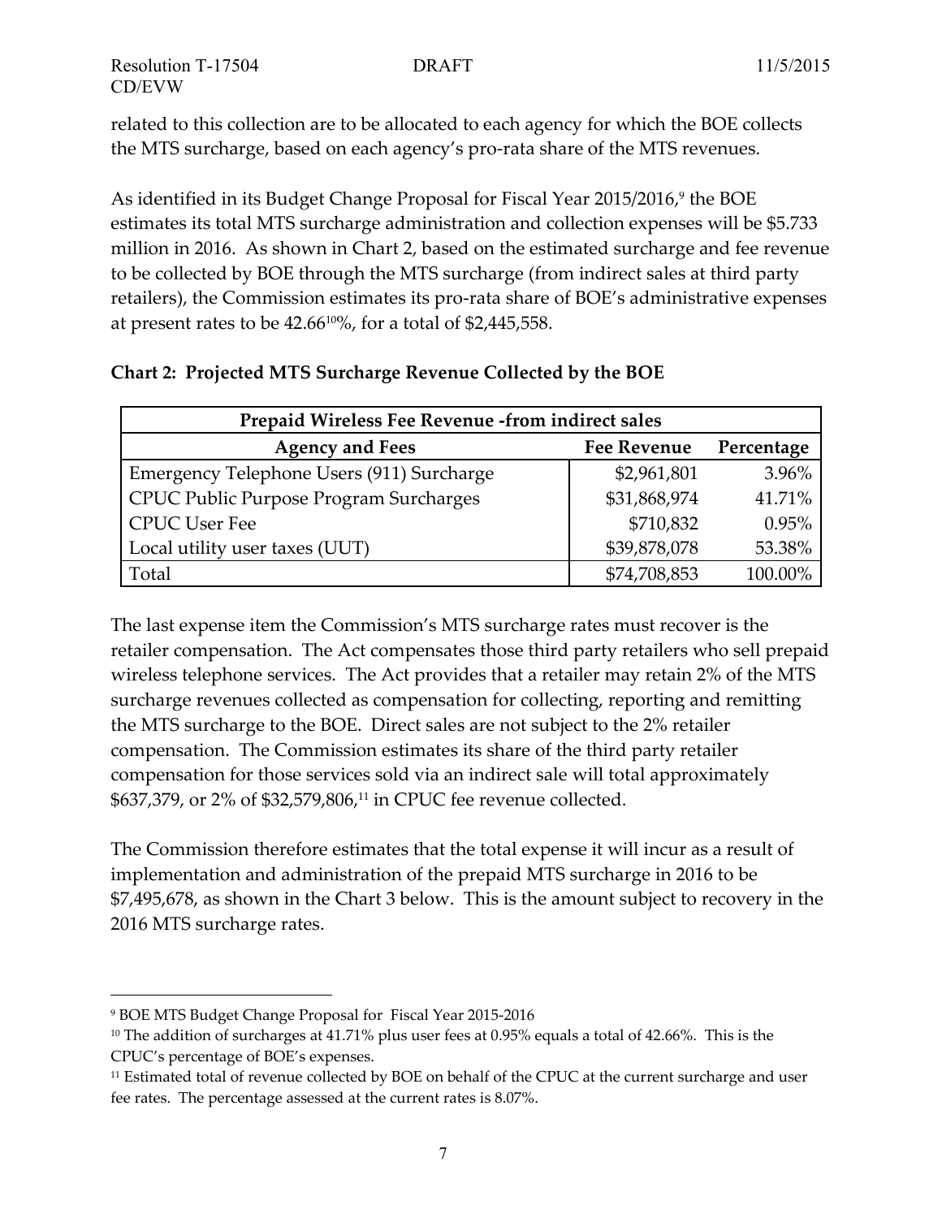related to this collection are to be allocated to each agency for which the BOE collects the MTS surcharge, based on each agency's pro-rata share of the MTS revenues.

As identified in its Budget Change Proposal for Fiscal Year 2015/2016,[9] the BOE estimates its total MTS surcharge administration and collection expenses will be $5.733 million in 2016. As shown in Chart 2, based on the estimated surcharge and fee revenue to be collected by BOE through the MTS surcharge (from indirect sales at third party retailers), the Commission estimates its pro-rata share of BOE's administrative expenses at present rates to be 42.66[10]%, for a total of $2,445,558.

**Chart 2: Projected MTS Surcharge Revenue Collected by the BOE**

| Prepaid Wireless Fee Revenue -from indirect sales | | |
|---|---|---|
| **Agency and Fees** | **Fee Revenue** | **Percentage** |
| Emergency Telephone Users (911) Surcharge | $2,961,801 | 3.96% |
| CPUC Public Purpose Program Surcharges | $31,868,974 | 41.71% |
| CPUC User Fee | $710,832 | 0.95% |
| Local utility user taxes (UUT) | $39,878,078 | 53.38% |
| Total | $74,708,853 | 100.00% |

The last expense item the Commission's MTS surcharge rates must recover is the retailer compensation. The Act compensates those third party retailers who sell prepaid wireless telephone services. The Act provides that a retailer may retain 2% of the MTS surcharge revenues collected as compensation for collecting, reporting and remitting the MTS surcharge to the BOE. Direct sales are not subject to the 2% retailer compensation. The Commission estimates its share of the third party retailer compensation for those services sold via an indirect sale will total approximately $637,379, or 2% of $32,579,806,[11] in CPUC fee revenue collected.

The Commission therefore estimates that the total expense it will incur as a result of implementation and administration of the prepaid MTS surcharge in 2016 to be $7,495,678, as shown in the Chart 3 below. This is the amount subject to recovery in the 2016 MTS surcharge rates.

---

[9] BOE MTS Budget Change Proposal for Fiscal Year 2015-2016

[10] The addition of surcharges at 41.71% plus user fees at 0.95% equals a total of 42.66%. This is the CPUC's percentage of BOE's expenses.

[11] Estimated total of revenue collected by BOE on behalf of the CPUC at the current surcharge and user fee rates. The percentage assessed at the current rates is 8.07%.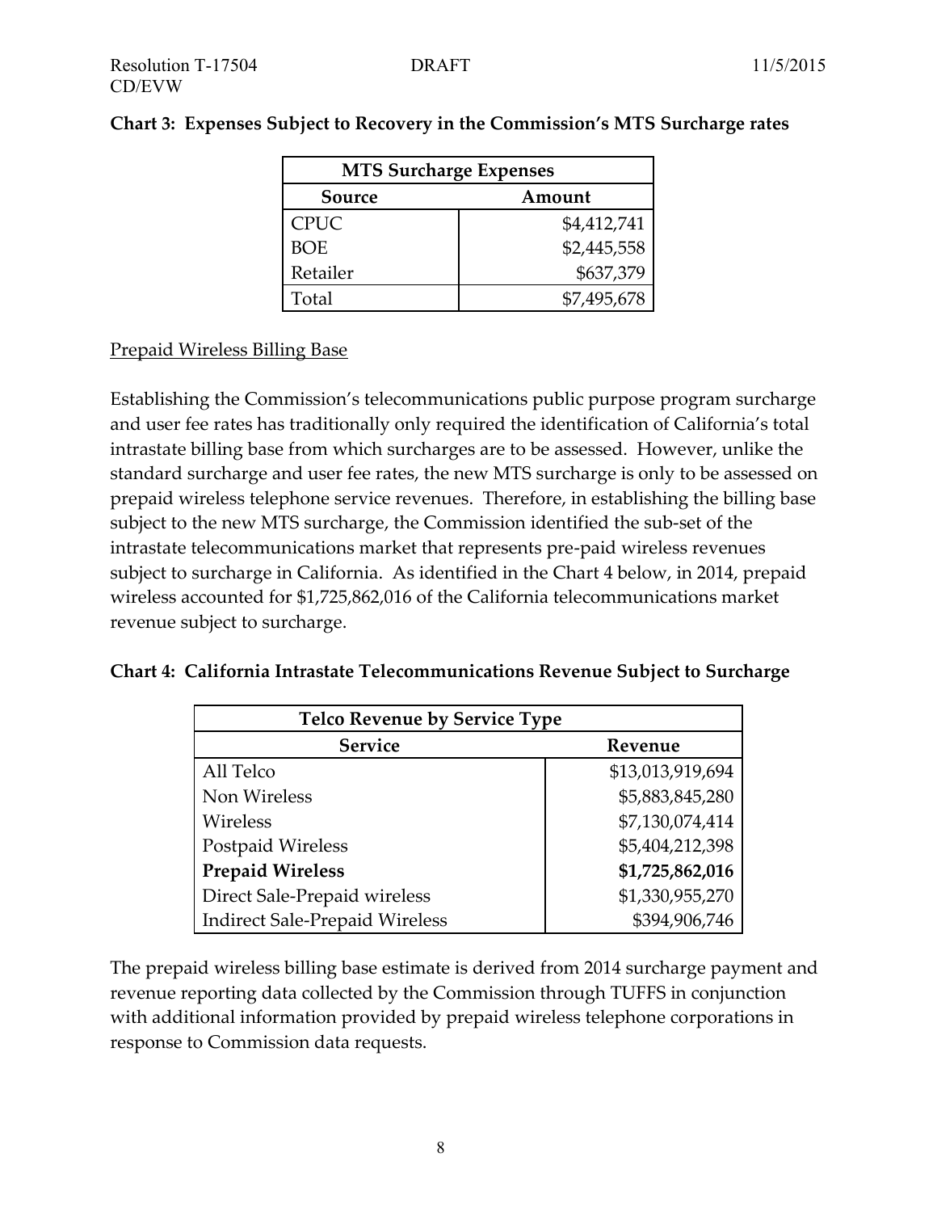**Chart 3: Expenses Subject to Recovery in the Commission's MTS Surcharge rates**

| MTS Surcharge Expenses | |
|---|---|
| **Source** | **Amount** |
| CPUC | $4,412,741 |
| BOE | $2,445,558 |
| Retailer | $637,379 |
| Total | $7,495,678 |

<u>Prepaid Wireless Billing Base</u>

Establishing the Commission's telecommunications public purpose program surcharge and user fee rates has traditionally only required the identification of California's total intrastate billing base from which surcharges are to be assessed. However, unlike the standard surcharge and user fee rates, the new MTS surcharge is only to be assessed on prepaid wireless telephone service revenues. Therefore, in establishing the billing base subject to the new MTS surcharge, the Commission identified the sub-set of the intrastate telecommunications market that represents pre-paid wireless revenues subject to surcharge in California. As identified in the Chart 4 below, in 2014, prepaid wireless accounted for $1,725,862,016 of the California telecommunications market revenue subject to surcharge.

**Chart 4: California Intrastate Telecommunications Revenue Subject to Surcharge**

| Telco Revenue by Service Type | |
|---|---|
| **Service** | **Revenue** |
| All Telco | $13,013,919,694 |
| Non Wireless | $5,883,845,280 |
| Wireless | $7,130,074,414 |
| Postpaid Wireless | $5,404,212,398 |
| **Prepaid Wireless** | **$1,725,862,016** |
| Direct Sale-Prepaid wireless | $1,330,955,270 |
| Indirect Sale-Prepaid Wireless | $394,906,746 |

The prepaid wireless billing base estimate is derived from 2014 surcharge payment and revenue reporting data collected by the Commission through TUFFS in conjunction with additional information provided by prepaid wireless telephone corporations in response to Commission data requests.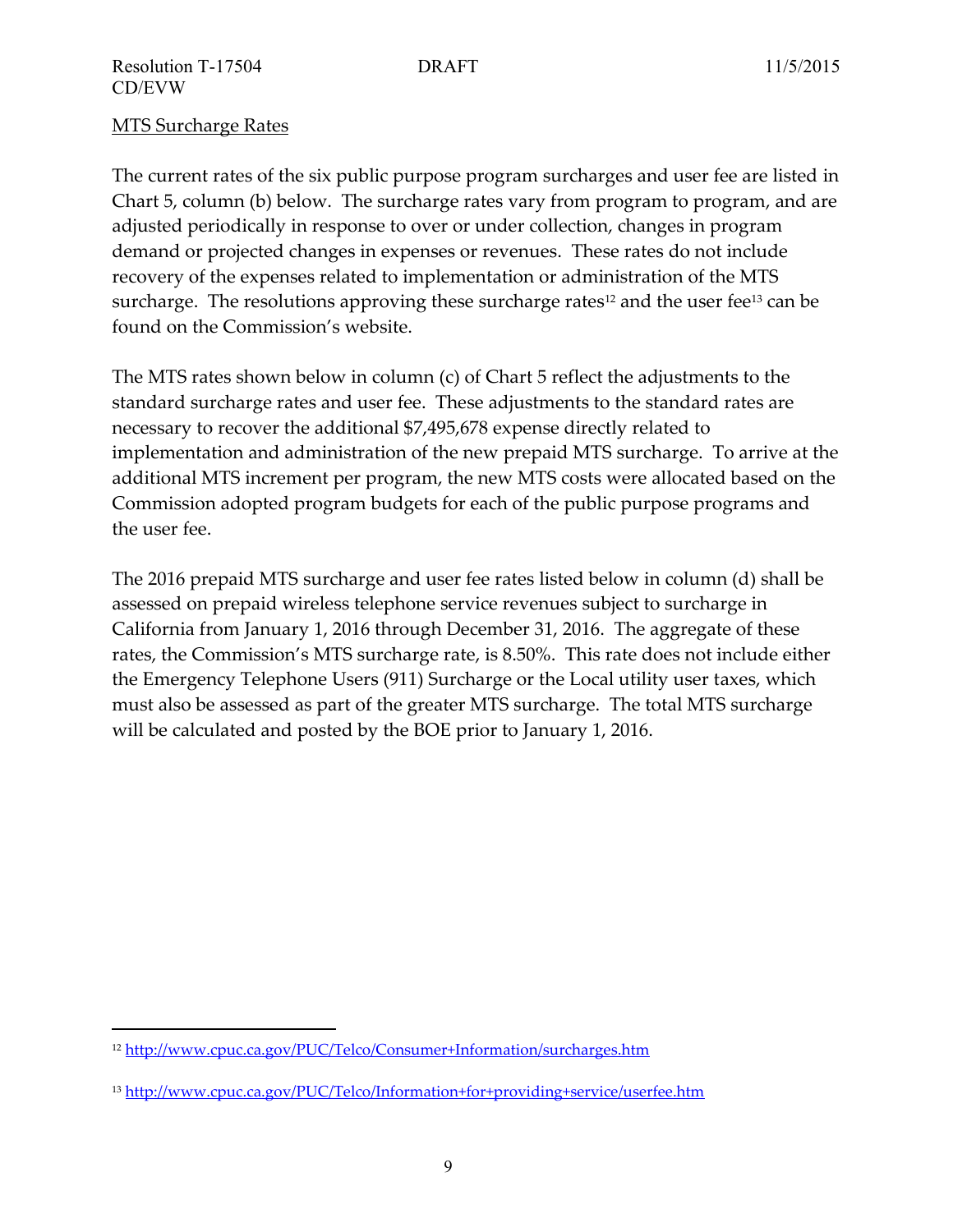MTS Surcharge Rates

The current rates of the six public purpose program surcharges and user fee are listed in Chart 5, column (b) below. The surcharge rates vary from program to program, and are adjusted periodically in response to over or under collection, changes in program demand or projected changes in expenses or revenues. These rates do not include recovery of the expenses related to implementation or administration of the MTS surcharge. The resolutions approving these surcharge rates[12] and the user fee[13] can be found on the Commission's website.

The MTS rates shown below in column (c) of Chart 5 reflect the adjustments to the standard surcharge rates and user fee. These adjustments to the standard rates are necessary to recover the additional $7,495,678 expense directly related to implementation and administration of the new prepaid MTS surcharge. To arrive at the additional MTS increment per program, the new MTS costs were allocated based on the Commission adopted program budgets for each of the public purpose programs and the user fee.

The 2016 prepaid MTS surcharge and user fee rates listed below in column (d) shall be assessed on prepaid wireless telephone service revenues subject to surcharge in California from January 1, 2016 through December 31, 2016. The aggregate of these rates, the Commission's MTS surcharge rate, is 8.50%. This rate does not include either the Emergency Telephone Users (911) Surcharge or the Local utility user taxes, which must also be assessed as part of the greater MTS surcharge. The total MTS surcharge will be calculated and posted by the BOE prior to January 1, 2016.

---

[12] http://www.cpuc.ca.gov/PUC/Telco/Consumer+Information/surcharges.htm

[13] http://www.cpuc.ca.gov/PUC/Telco/Information+for+providing+service/userfee.htm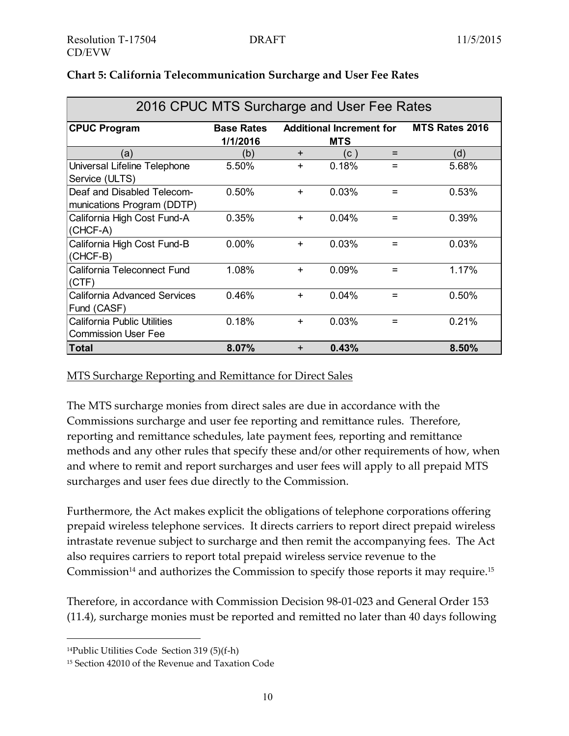**Chart 5: California Telecommunication Surcharge and User Fee Rates**

| 2016 CPUC MTS Surcharge and User Fee Rates | | | | | |
|---|---|---|---|---|---|
| **CPUC Program** | **Base Rates 1/1/2016** | | **Additional Increment for MTS** | | **MTS Rates 2016** |
| (a) | (b) | + | (c ) | = | (d) |
| Universal Lifeline Telephone Service (ULTS) | 5.50% | + | 0.18% | = | 5.68% |
| Deaf and Disabled Telecom-munications Program (DDTP) | 0.50% | + | 0.03% | = | 0.53% |
| California High Cost Fund-A (CHCF-A) | 0.35% | + | 0.04% | = | 0.39% |
| California High Cost Fund-B (CHCF-B) | 0.00% | + | 0.03% | = | 0.03% |
| California Teleconnect Fund (CTF) | 1.08% | + | 0.09% | = | 1.17% |
| California Advanced Services Fund (CASF) | 0.46% | + | 0.04% | = | 0.50% |
| California Public Utilities Commission User Fee | 0.18% | + | 0.03% | = | 0.21% |
| **Total** | **8.07%** | + | **0.43%** | | **8.50%** |

MTS Surcharge Reporting and Remittance for Direct Sales

The MTS surcharge monies from direct sales are due in accordance with the Commissions surcharge and user fee reporting and remittance rules. Therefore, reporting and remittance schedules, late payment fees, reporting and remittance methods and any other rules that specify these and/or other requirements of how, when and where to remit and report surcharges and user fees will apply to all prepaid MTS surcharges and user fees due directly to the Commission.

Furthermore, the Act makes explicit the obligations of telephone corporations offering prepaid wireless telephone services. It directs carriers to report direct prepaid wireless intrastate revenue subject to surcharge and then remit the accompanying fees. The Act also requires carriers to report total prepaid wireless service revenue to the Commission[14] and authorizes the Commission to specify those reports it may require.[15]

Therefore, in accordance with Commission Decision 98-01-023 and General Order 153 (11.4), surcharge monies must be reported and remitted no later than 40 days following

[14]Public Utilities Code Section 319 (5)(f-h)

[15] Section 42010 of the Revenue and Taxation Code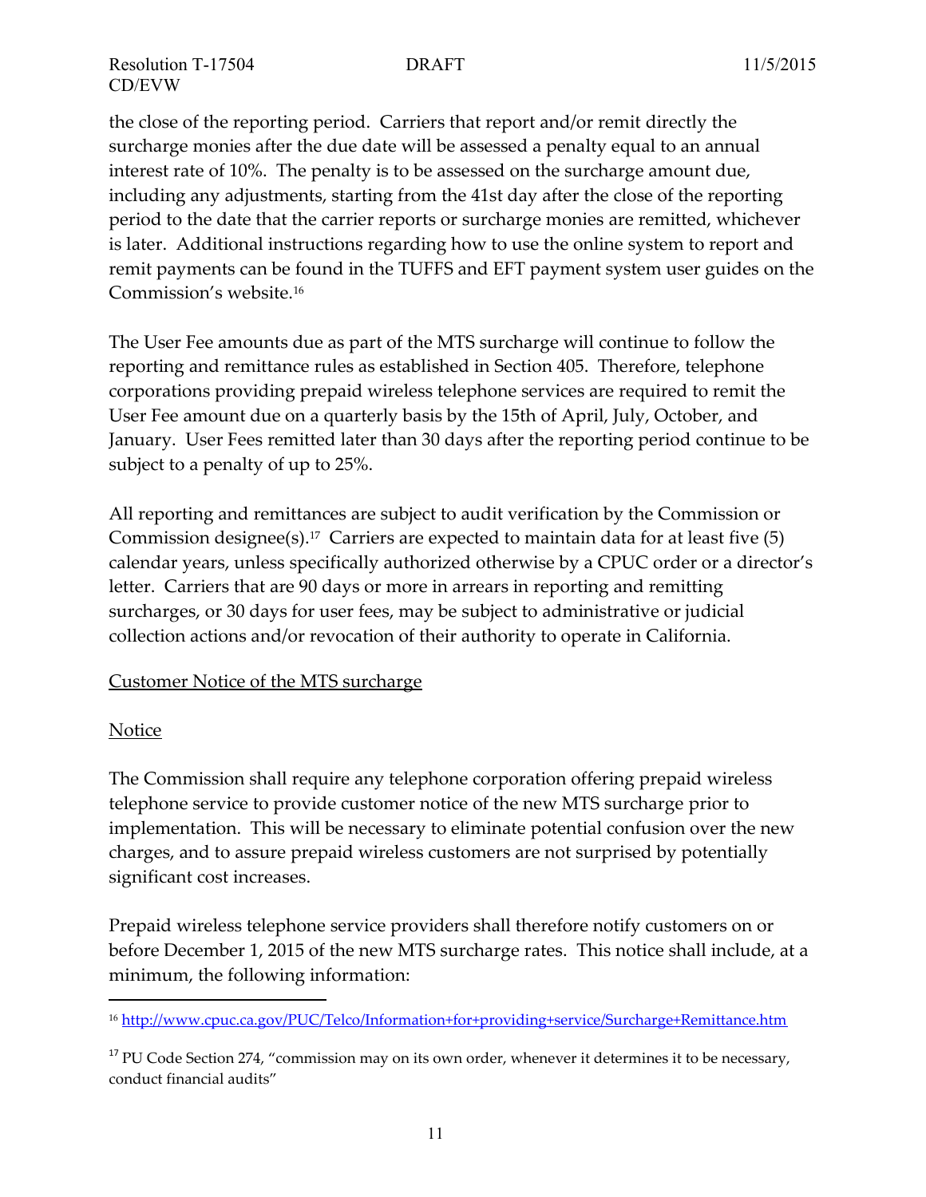the close of the reporting period. Carriers that report and/or remit directly the surcharge monies after the due date will be assessed a penalty equal to an annual interest rate of 10%. The penalty is to be assessed on the surcharge amount due, including any adjustments, starting from the 41st day after the close of the reporting period to the date that the carrier reports or surcharge monies are remitted, whichever is later. Additional instructions regarding how to use the online system to report and remit payments can be found in the TUFFS and EFT payment system user guides on the Commission's website.[16]

The User Fee amounts due as part of the MTS surcharge will continue to follow the reporting and remittance rules as established in Section 405. Therefore, telephone corporations providing prepaid wireless telephone services are required to remit the User Fee amount due on a quarterly basis by the 15th of April, July, October, and January. User Fees remitted later than 30 days after the reporting period continue to be subject to a penalty of up to 25%.

All reporting and remittances are subject to audit verification by the Commission or Commission designee(s).[17] Carriers are expected to maintain data for at least five (5) calendar years, unless specifically authorized otherwise by a CPUC order or a director's letter. Carriers that are 90 days or more in arrears in reporting and remitting surcharges, or 30 days for user fees, may be subject to administrative or judicial collection actions and/or revocation of their authority to operate in California.

## Customer Notice of the MTS surcharge

### Notice

The Commission shall require any telephone corporation offering prepaid wireless telephone service to provide customer notice of the new MTS surcharge prior to implementation. This will be necessary to eliminate potential confusion over the new charges, and to assure prepaid wireless customers are not surprised by potentially significant cost increases.

Prepaid wireless telephone service providers shall therefore notify customers on or before December 1, 2015 of the new MTS surcharge rates. This notice shall include, at a minimum, the following information:

---

[16] http://www.cpuc.ca.gov/PUC/Telco/Information+for+providing+service/Surcharge+Remittance.htm

[17] PU Code Section 274, "commission may on its own order, whenever it determines it to be necessary, conduct financial audits"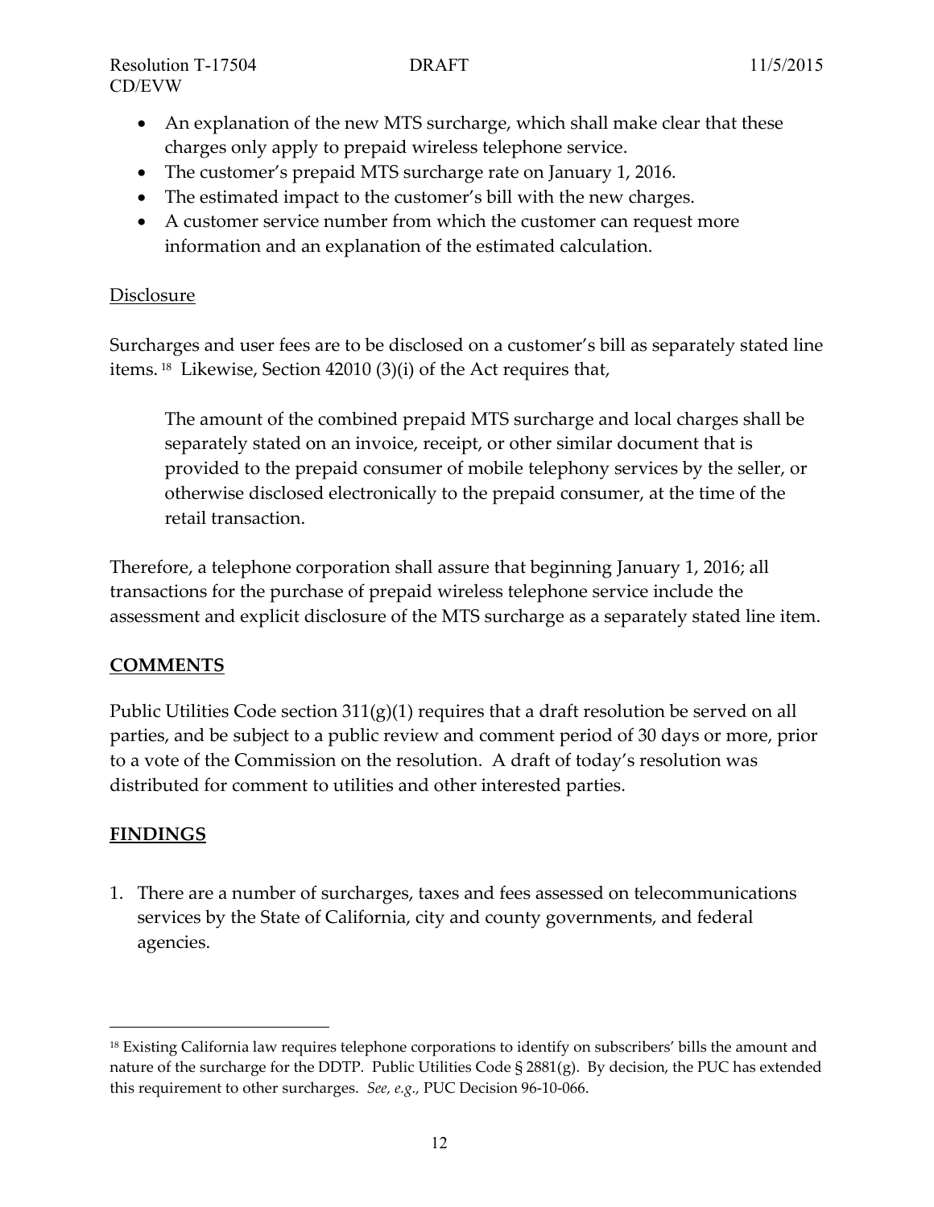- An explanation of the new MTS surcharge, which shall make clear that these charges only apply to prepaid wireless telephone service.
- The customer's prepaid MTS surcharge rate on January 1, 2016.
- The estimated impact to the customer's bill with the new charges.
- A customer service number from which the customer can request more information and an explanation of the estimated calculation.

Disclosure

Surcharges and user fees are to be disclosed on a customer's bill as separately stated line items. [18] Likewise, Section 42010 (3)(i) of the Act requires that,

> The amount of the combined prepaid MTS surcharge and local charges shall be separately stated on an invoice, receipt, or other similar document that is provided to the prepaid consumer of mobile telephony services by the seller, or otherwise disclosed electronically to the prepaid consumer, at the time of the retail transaction.

Therefore, a telephone corporation shall assure that beginning January 1, 2016; all transactions for the purchase of prepaid wireless telephone service include the assessment and explicit disclosure of the MTS surcharge as a separately stated line item.

## COMMENTS

Public Utilities Code section 311(g)(1) requires that a draft resolution be served on all parties, and be subject to a public review and comment period of 30 days or more, prior to a vote of the Commission on the resolution. A draft of today's resolution was distributed for comment to utilities and other interested parties.

## FINDINGS

1. There are a number of surcharges, taxes and fees assessed on telecommunications services by the State of California, city and county governments, and federal agencies.

---

[18] Existing California law requires telephone corporations to identify on subscribers' bills the amount and nature of the surcharge for the DDTP. Public Utilities Code § 2881(g). By decision, the PUC has extended this requirement to other surcharges. *See, e.g.,* PUC Decision 96-10-066.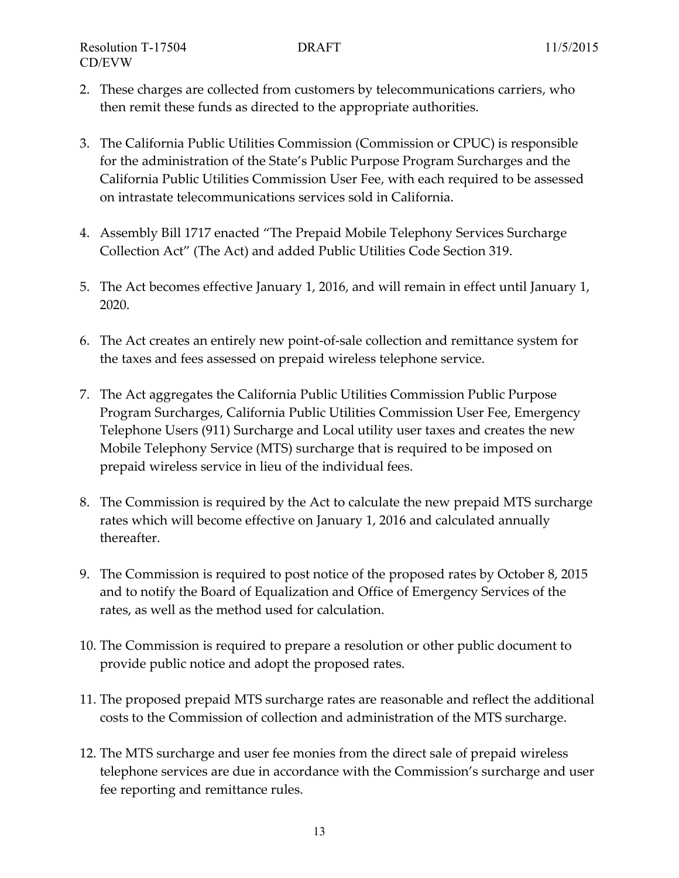2. These charges are collected from customers by telecommunications carriers, who then remit these funds as directed to the appropriate authorities.

3. The California Public Utilities Commission (Commission or CPUC) is responsible for the administration of the State's Public Purpose Program Surcharges and the California Public Utilities Commission User Fee, with each required to be assessed on intrastate telecommunications services sold in California.

4. Assembly Bill 1717 enacted "The Prepaid Mobile Telephony Services Surcharge Collection Act" (The Act) and added Public Utilities Code Section 319.

5. The Act becomes effective January 1, 2016, and will remain in effect until January 1, 2020.

6. The Act creates an entirely new point-of-sale collection and remittance system for the taxes and fees assessed on prepaid wireless telephone service.

7. The Act aggregates the California Public Utilities Commission Public Purpose Program Surcharges, California Public Utilities Commission User Fee, Emergency Telephone Users (911) Surcharge and Local utility user taxes and creates the new Mobile Telephony Service (MTS) surcharge that is required to be imposed on prepaid wireless service in lieu of the individual fees.

8. The Commission is required by the Act to calculate the new prepaid MTS surcharge rates which will become effective on January 1, 2016 and calculated annually thereafter.

9. The Commission is required to post notice of the proposed rates by October 8, 2015 and to notify the Board of Equalization and Office of Emergency Services of the rates, as well as the method used for calculation.

10. The Commission is required to prepare a resolution or other public document to provide public notice and adopt the proposed rates.

11. The proposed prepaid MTS surcharge rates are reasonable and reflect the additional costs to the Commission of collection and administration of the MTS surcharge.

12. The MTS surcharge and user fee monies from the direct sale of prepaid wireless telephone services are due in accordance with the Commission's surcharge and user fee reporting and remittance rules.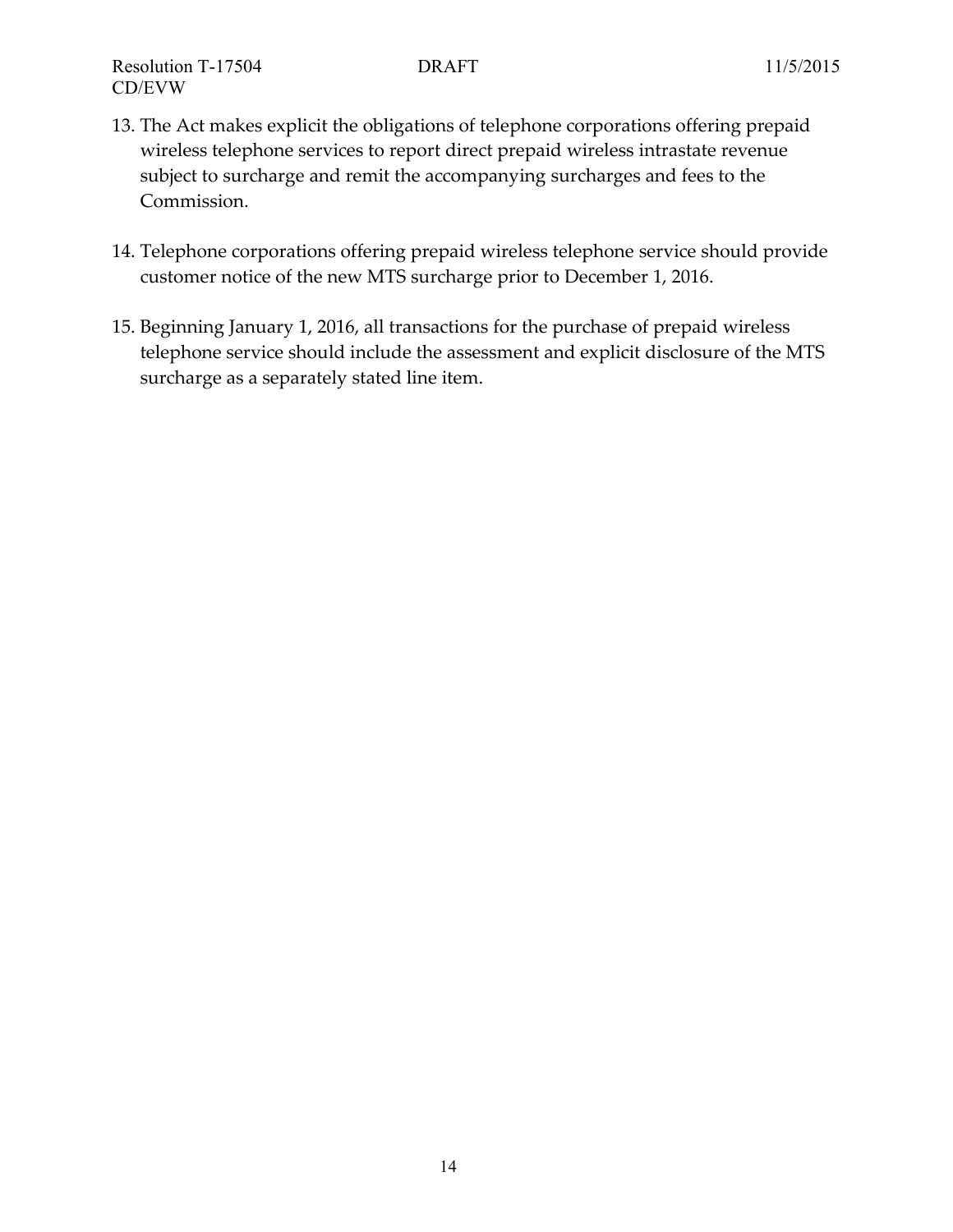13. The Act makes explicit the obligations of telephone corporations offering prepaid wireless telephone services to report direct prepaid wireless intrastate revenue subject to surcharge and remit the accompanying surcharges and fees to the Commission.

14. Telephone corporations offering prepaid wireless telephone service should provide customer notice of the new MTS surcharge prior to December 1, 2016.

15. Beginning January 1, 2016, all transactions for the purchase of prepaid wireless telephone service should include the assessment and explicit disclosure of the MTS surcharge as a separately stated line item.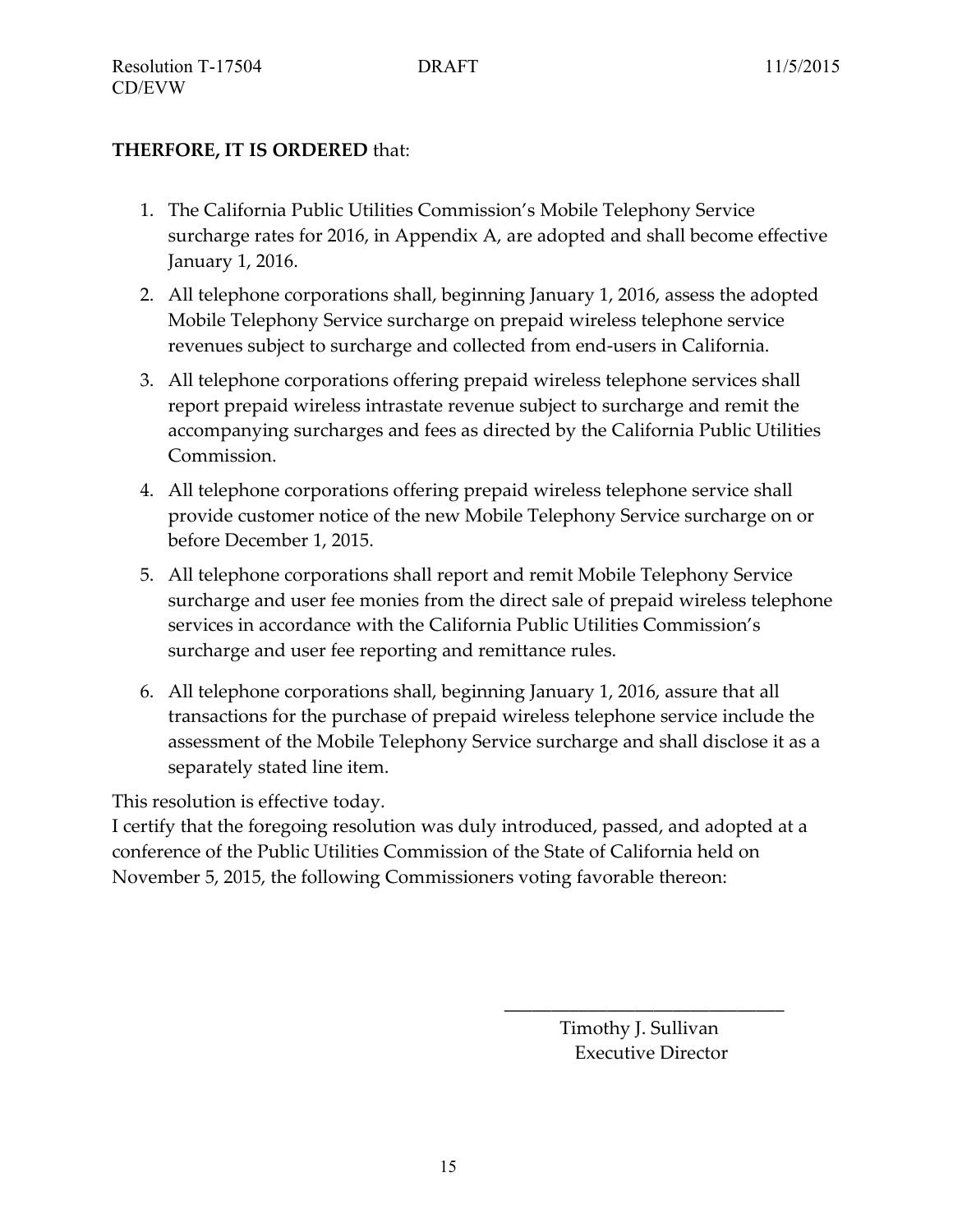**THERFORE, IT IS ORDERED** that:

1. The California Public Utilities Commission's Mobile Telephony Service surcharge rates for 2016, in Appendix A, are adopted and shall become effective January 1, 2016.
2. All telephone corporations shall, beginning January 1, 2016, assess the adopted Mobile Telephony Service surcharge on prepaid wireless telephone service revenues subject to surcharge and collected from end-users in California.
3. All telephone corporations offering prepaid wireless telephone services shall report prepaid wireless intrastate revenue subject to surcharge and remit the accompanying surcharges and fees as directed by the California Public Utilities Commission.
4. All telephone corporations offering prepaid wireless telephone service shall provide customer notice of the new Mobile Telephony Service surcharge on or before December 1, 2015.
5. All telephone corporations shall report and remit Mobile Telephony Service surcharge and user fee monies from the direct sale of prepaid wireless telephone services in accordance with the California Public Utilities Commission's surcharge and user fee reporting and remittance rules.
6. All telephone corporations shall, beginning January 1, 2016, assure that all transactions for the purchase of prepaid wireless telephone service include the assessment of the Mobile Telephony Service surcharge and shall disclose it as a separately stated line item.

This resolution is effective today.

I certify that the foregoing resolution was duly introduced, passed, and adopted at a conference of the Public Utilities Commission of the State of California held on November 5, 2015, the following Commissioners voting favorable thereon:

\_\_\_\_\_\_\_\_\_\_\_\_\_\_\_\_\_\_\_\_\_\_\_\_\_\_\_\_\_\_

Timothy J. Sullivan
Executive Director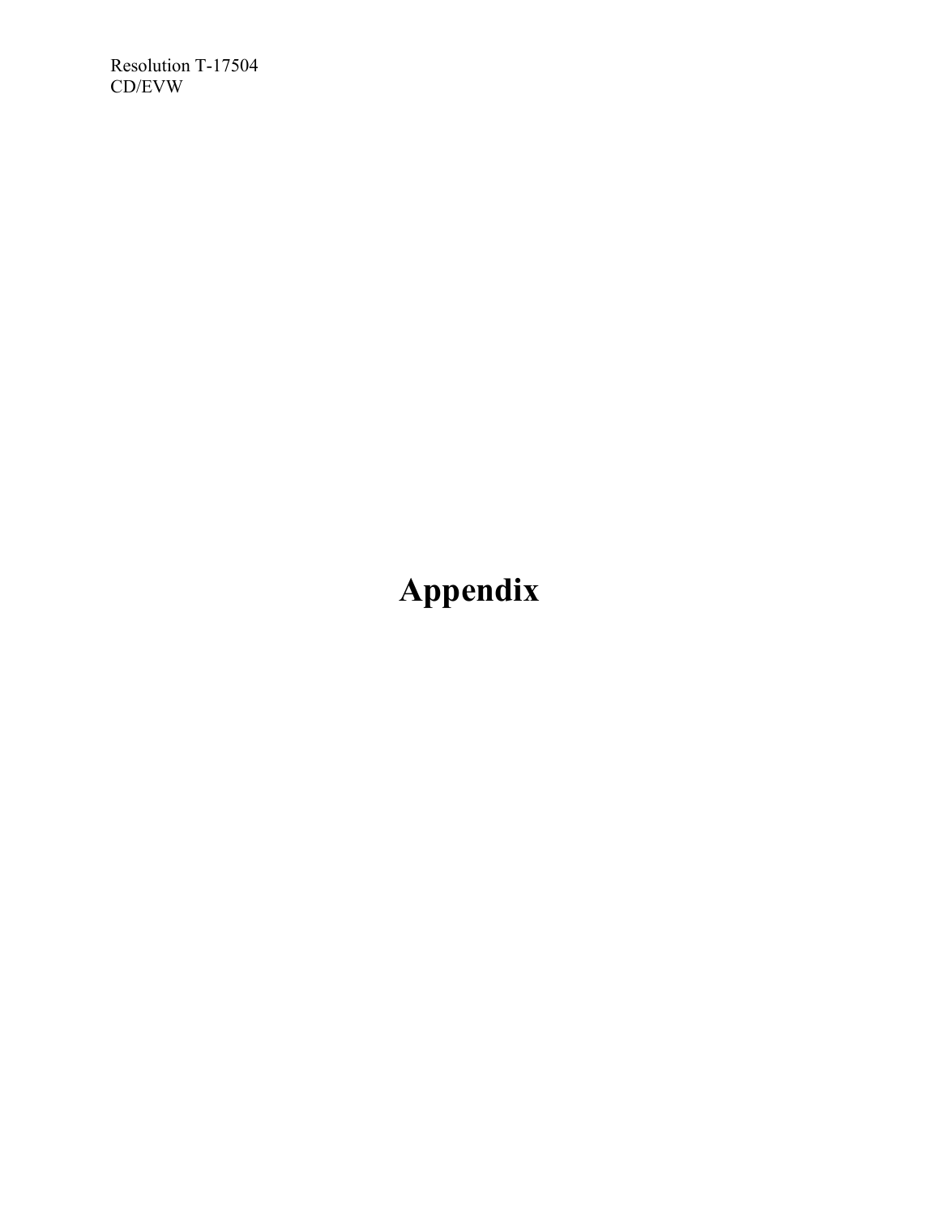# Appendix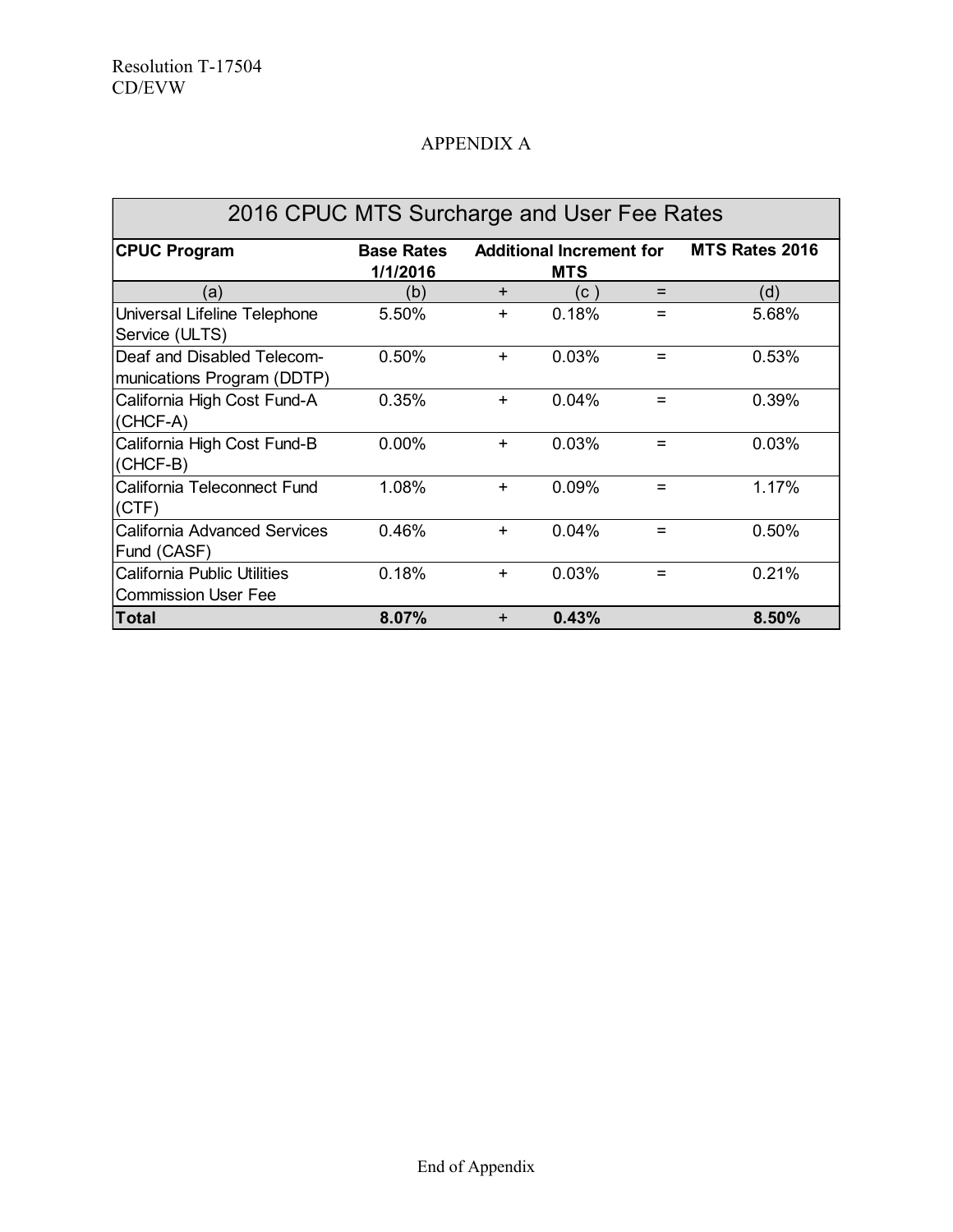Resolution T-17504
CD/EVW

APPENDIX A

| 2016 CPUC MTS Surcharge and User Fee Rates | | | | | |
|---|---|---|---|---|---|
| **CPUC Program** | **Base Rates 1/1/2016** | | **Additional Increment for MTS** | | **MTS Rates 2016** |
| (a) | (b) | + | (c ) | = | (d) |
| Universal Lifeline Telephone Service (ULTS) | 5.50% | + | 0.18% | = | 5.68% |
| Deaf and Disabled Telecom-munications Program (DDTP) | 0.50% | + | 0.03% | = | 0.53% |
| California High Cost Fund-A (CHCF-A) | 0.35% | + | 0.04% | = | 0.39% |
| California High Cost Fund-B (CHCF-B) | 0.00% | + | 0.03% | = | 0.03% |
| California Teleconnect Fund (CTF) | 1.08% | + | 0.09% | = | 1.17% |
| California Advanced Services Fund (CASF) | 0.46% | + | 0.04% | = | 0.50% |
| California Public Utilities Commission User Fee | 0.18% | + | 0.03% | = | 0.21% |
| **Total** | **8.07%** | + | **0.43%** | | **8.50%** |

End of Appendix